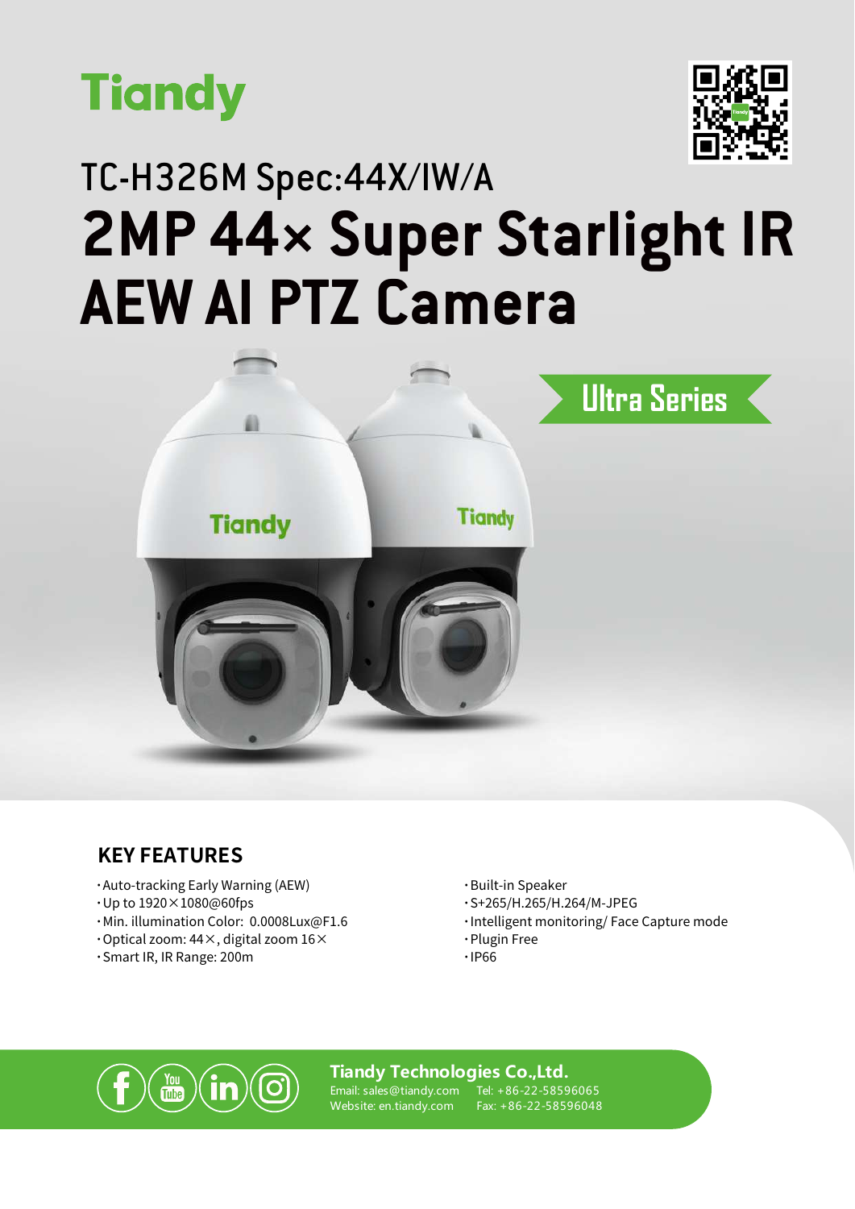Tiandy

TC-H326M Spec:44X/IW/A

# 2MP 44× Super Starlight IR AEW AI PTZ Camera

Ultra Series

## KEY FEATURES

- Auto-tracking Early Warning (AEW)
- Up to 1920×1080@60fps
- Min. illumination Color: 0.0008Lux@F1.6
- Optical zoom: 44×, digital zoom 16×
- Smart IR, IR Range: 200m
- Built-in Speaker
- S+265/H.265/H.264/M-JPEG
- Intelligent monitoring/ Face Capture mode
- Plugin Free
- IP66

**Tiandy Technologies Co.,Ltd.**
Email: sales@tiandy.com Tel: +86-22-58596065
Website: en.tiandy.com Fax: +86-22-58596048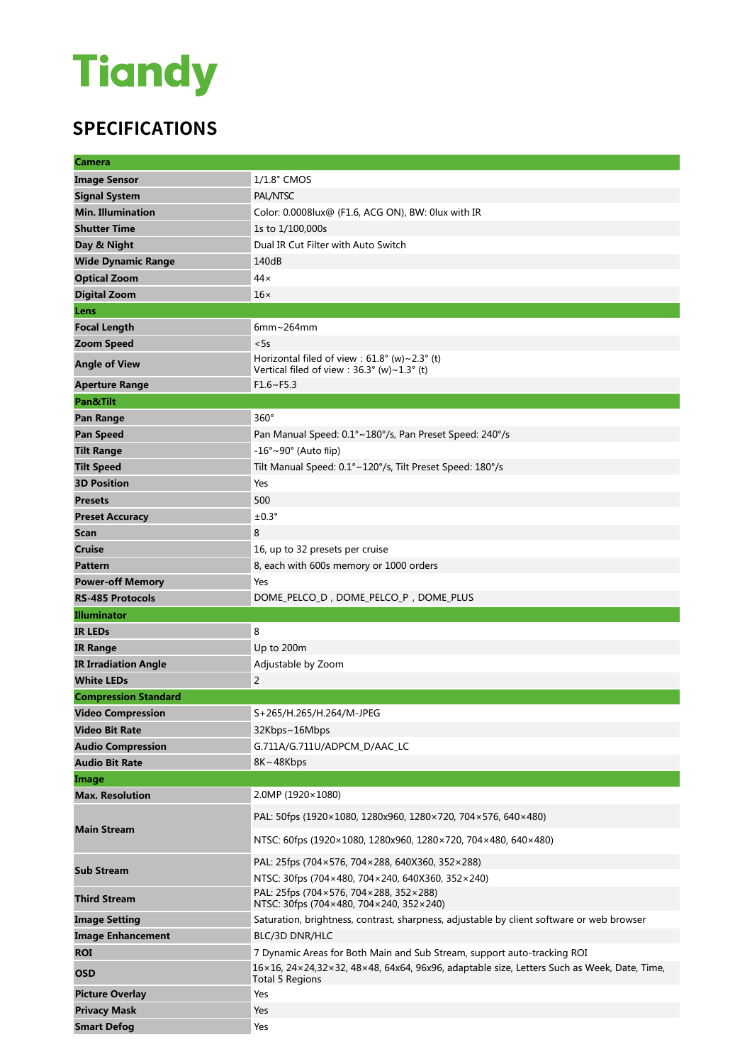Tiandy

## SPECIFICATIONS

| Camera | |
|---|---|
| **Image Sensor** | 1/1.8" CMOS |
| **Signal System** | PAL/NTSC |
| **Min. Illumination** | Color: 0.0008lux@ (F1.6, ACG ON), BW: 0lux with IR |
| **Shutter Time** | 1s to 1/100,000s |
| **Day & Night** | Dual IR Cut Filter with Auto Switch |
| **Wide Dynamic Range** | 140dB |
| **Optical Zoom** | 44× |
| **Digital Zoom** | 16× |
| **Lens** | |
| **Focal Length** | 6mm~264mm |
| **Zoom Speed** | <5s |
| **Angle of View** | Horizontal filed of view : 61.8° (w)~2.3° (t)<br>Vertical filed of view : 36.3° (w)~1.3° (t) |
| **Aperture Range** | F1.6~F5.3 |
| **Pan&Tilt** | |
| **Pan Range** | 360° |
| **Pan Speed** | Pan Manual Speed: 0.1°~180°/s, Pan Preset Speed: 240°/s |
| **Tilt Range** | -16°~90° (Auto flip) |
| **Tilt Speed** | Tilt Manual Speed: 0.1°~120°/s, Tilt Preset Speed: 180°/s |
| **3D Position** | Yes |
| **Presets** | 500 |
| **Preset Accuracy** | ±0.3° |
| **Scan** | 8 |
| **Cruise** | 16, up to 32 presets per cruise |
| **Pattern** | 8, each with 600s memory or 1000 orders |
| **Power-off Memory** | Yes |
| **RS-485 Protocols** | DOME_PELCO_D , DOME_PELCO_P , DOME_PLUS |
| **Illuminator** | |
| **IR LEDs** | 8 |
| **IR Range** | Up to 200m |
| **IR Irradiation Angle** | Adjustable by Zoom |
| **White LEDs** | 2 |
| **Compression Standard** | |
| **Video Compression** | S+265/H.265/H.264/M-JPEG |
| **Video Bit Rate** | 32Kbps~16Mbps |
| **Audio Compression** | G.711A/G.711U/ADPCM_D/AAC_LC |
| **Audio Bit Rate** | 8K~48Kbps |
| **Image** | |
| **Max. Resolution** | 2.0MP (1920×1080) |
| **Main Stream** | PAL: 50fps (1920×1080, 1280×960, 1280×720, 704×576, 640×480)<br>NTSC: 60fps (1920×1080, 1280x960, 1280×720, 704×480, 640×480) |
| **Sub Stream** | PAL: 25fps (704×576, 704×288, 640X360, 352×288)<br>NTSC: 30fps (704×480, 704×240, 640X360, 352×240) |
| **Third Stream** | PAL: 25fps (704×576, 704×288, 352×288)<br>NTSC: 30fps (704×480, 704×240, 352×240) |
| **Image Setting** | Saturation, brightness, contrast, sharpness, adjustable by client software or web browser |
| **Image Enhancement** | BLC/3D DNR/HLC |
| **ROI** | 7 Dynamic Areas for Both Main and Sub Stream, support auto-tracking ROI |
| **OSD** | 16×16, 24×24,32×32, 48×48, 64x64, 96x96, adaptable size, Letters Such as Week, Date, Time, Total 5 Regions |
| **Picture Overlay** | Yes |
| **Privacy Mask** | Yes |
| **Smart Defog** | Yes |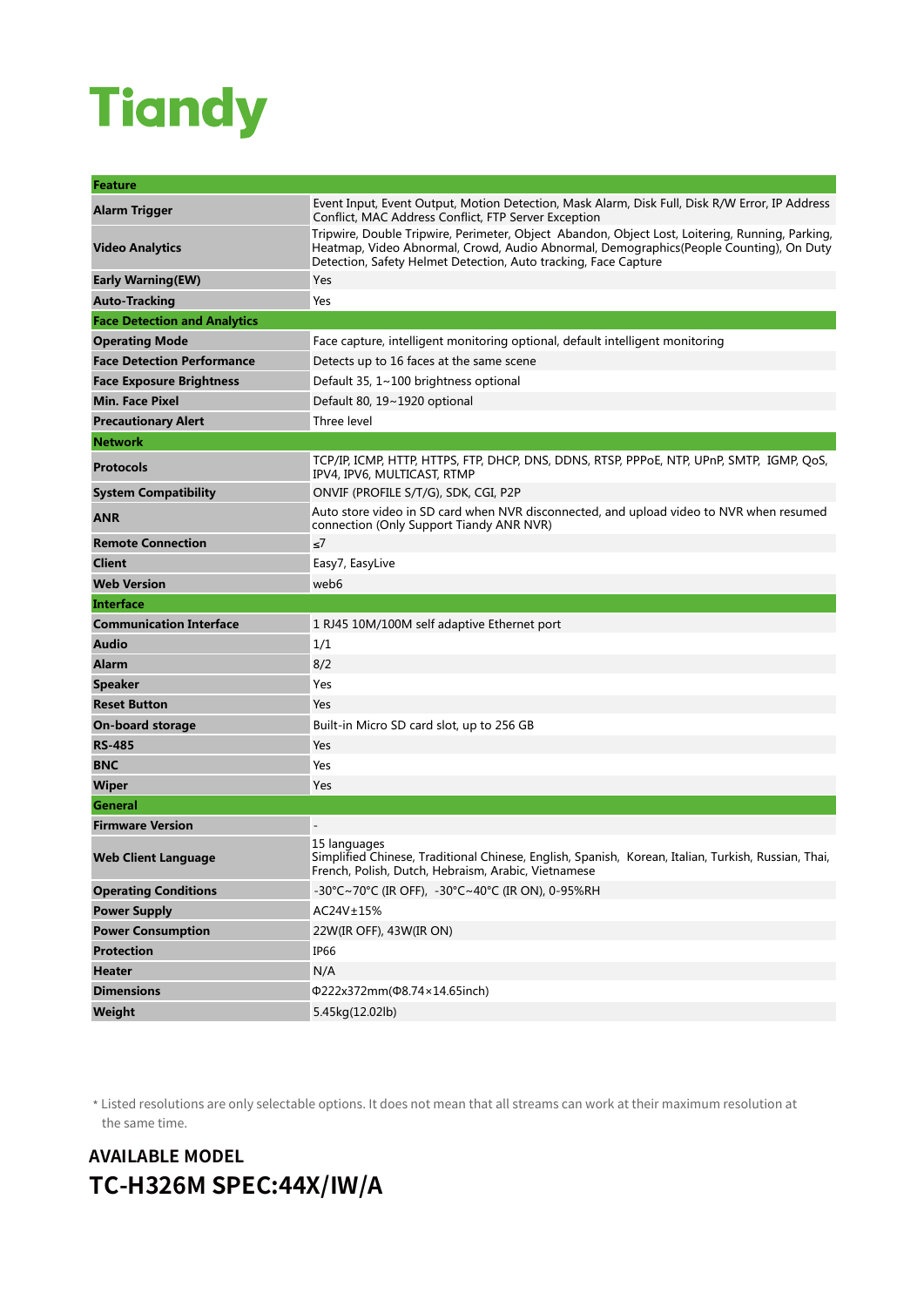# Tiandy

| Feature | |
|---|---|
| **Alarm Trigger** | Event Input, Event Output, Motion Detection, Mask Alarm, Disk Full, Disk R/W Error, IP Address Conflict, MAC Address Conflict, FTP Server Exception |
| **Video Analytics** | Tripwire, Double Tripwire, Perimeter, Object Abandon, Object Lost, Loitering, Running, Parking, Heatmap, Video Abnormal, Crowd, Audio Abnormal, Demographics(People Counting), On Duty Detection, Safety Helmet Detection, Auto tracking, Face Capture |
| **Early Warning(EW)** | Yes |
| **Auto-Tracking** | Yes |
| **Face Detection and Analytics** | |
| **Operating Mode** | Face capture, intelligent monitoring optional, default intelligent monitoring |
| **Face Detection Performance** | Detects up to 16 faces at the same scene |
| **Face Exposure Brightness** | Default 35, 1~100 brightness optional |
| **Min. Face Pixel** | Default 80, 19~1920 optional |
| **Precautionary Alert** | Three level |
| **Network** | |
| **Protocols** | TCP/IP, ICMP, HTTP, HTTPS, FTP, DHCP, DNS, DDNS, RTSP, PPPoE, NTP, UPnP, SMTP, IGMP, QoS, IPV4, IPV6, MULTICAST, RTMP |
| **System Compatibility** | ONVIF (PROFILE S/T/G), SDK, CGI, P2P |
| **ANR** | Auto store video in SD card when NVR disconnected, and upload video to NVR when resumed connection (Only Support Tiandy ANR NVR) |
| **Remote Connection** | ≤7 |
| **Client** | Easy7, EasyLive |
| **Web Version** | web6 |
| **Interface** | |
| **Communication Interface** | 1 RJ45 10M/100M self adaptive Ethernet port |
| **Audio** | 1/1 |
| **Alarm** | 8/2 |
| **Speaker** | Yes |
| **Reset Button** | Yes |
| **On-board storage** | Built-in Micro SD card slot, up to 256 GB |
| **RS-485** | Yes |
| **BNC** | Yes |
| **Wiper** | Yes |
| **General** | |
| **Firmware Version** | - |
| **Web Client Language** | 15 languages<br>Simplified Chinese, Traditional Chinese, English, Spanish, Korean, Italian, Turkish, Russian, Thai, French, Polish, Dutch, Hebraism, Arabic, Vietnamese |
| **Operating Conditions** | -30°C~70°C (IR OFF), -30°C~40°C (IR ON), 0-95%RH |
| **Power Supply** | AC24V±15% |
| **Power Consumption** | 22W(IR OFF), 43W(IR ON) |
| **Protection** | IP66 |
| **Heater** | N/A |
| **Dimensions** | Φ222x372mm(Φ8.74×14.65inch) |
| **Weight** | 5.45kg(12.02lb) |

* Listed resolutions are only selectable options. It does not mean that all streams can work at their maximum resolution at the same time.

## AVAILABLE MODEL

## TC-H326M SPEC:44X/IW/A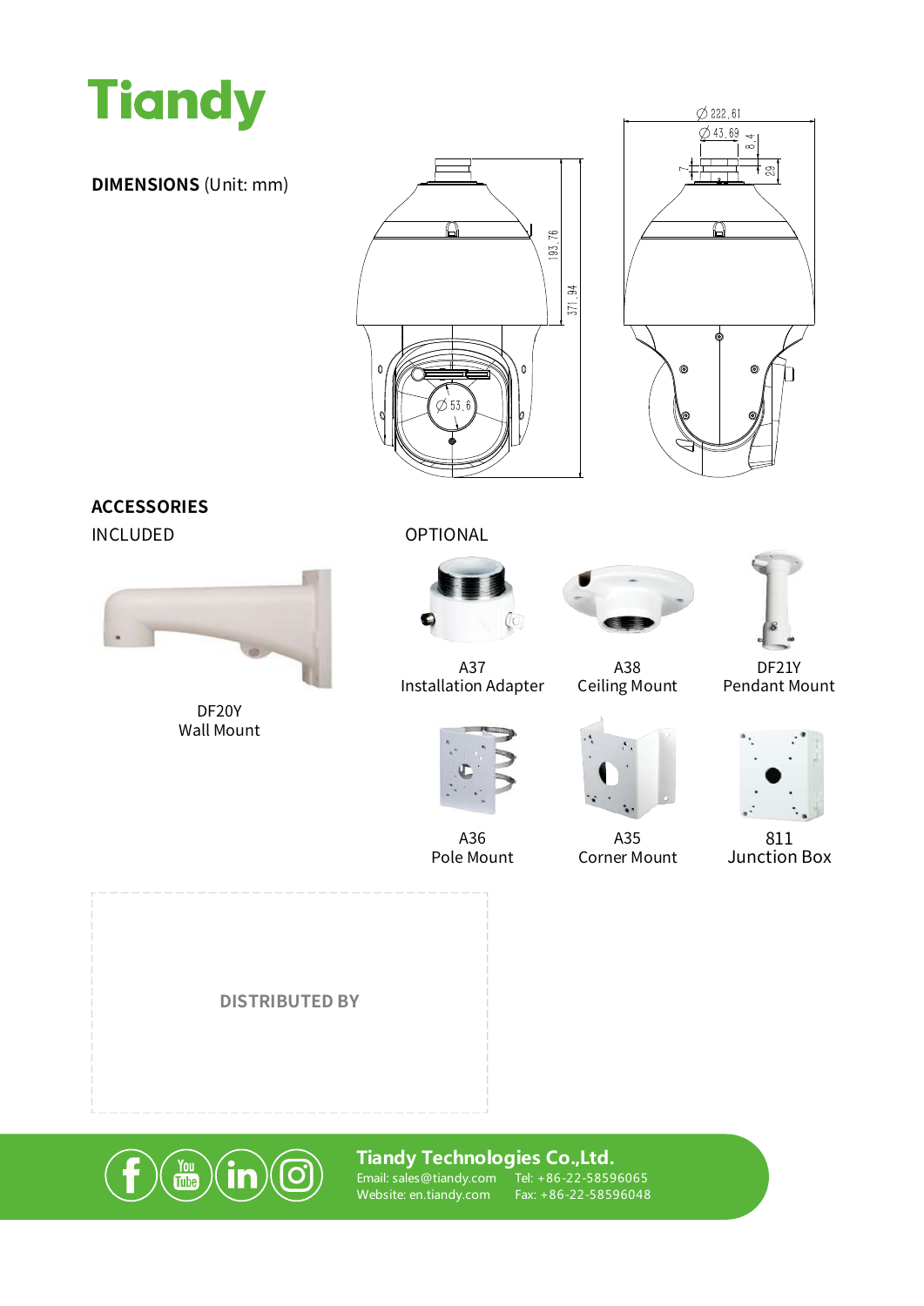Tiandy

**DIMENSIONS** (Unit: mm)

∅222.61
∅43.69
8.4
7
29
193.76
371.94
∅53.6

## ACCESSORIES

INCLUDED

DF20Y
Wall Mount

OPTIONAL

A37
Installation Adapter

A38
Ceiling Mount

DF21Y
Pendant Mount

A36
Pole Mount

A35
Corner Mount

811
Junction Box

**DISTRIBUTED BY**

**Tiandy Technologies Co.,Ltd.**
Email: sales@tiandy.com Tel: +86-22-58596065
Website: en.tiandy.com Fax: +86-22-58596048